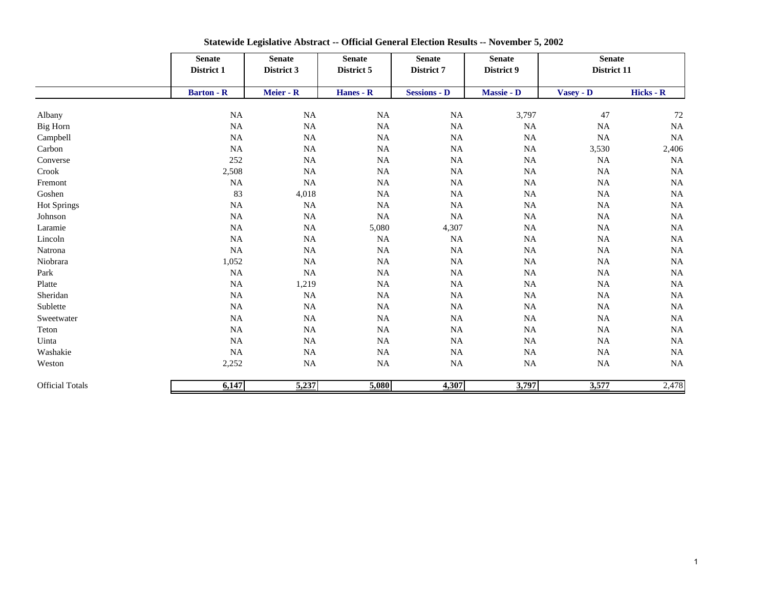# Statewide Legislative Abstract -- Official General Election Results -- November 5, 2002

| | Senate District 1 | Senate District 3 | Senate District 5 | Senate District 7 | Senate District 9 | Senate District 11 | |
|---|---|---|---|---|---|---|---|
| | **Barton - R** | **Meier - R** | **Hanes - R** | **Sessions - D** | **Massie - D** | **Vasey - D** | **Hicks - R** |
| Albany | NA | NA | NA | NA | 3,797 | 47 | 72 |
| Big Horn | NA | NA | NA | NA | NA | NA | NA |
| Campbell | NA | NA | NA | NA | NA | NA | NA |
| Carbon | NA | NA | NA | NA | NA | 3,530 | 2,406 |
| Converse | 252 | NA | NA | NA | NA | NA | NA |
| Crook | 2,508 | NA | NA | NA | NA | NA | NA |
| Fremont | NA | NA | NA | NA | NA | NA | NA |
| Goshen | 83 | 4,018 | NA | NA | NA | NA | NA |
| Hot Springs | NA | NA | NA | NA | NA | NA | NA |
| Johnson | NA | NA | NA | NA | NA | NA | NA |
| Laramie | NA | NA | 5,080 | 4,307 | NA | NA | NA |
| Lincoln | NA | NA | NA | NA | NA | NA | NA |
| Natrona | NA | NA | NA | NA | NA | NA | NA |
| Niobrara | 1,052 | NA | NA | NA | NA | NA | NA |
| Park | NA | NA | NA | NA | NA | NA | NA |
| Platte | NA | 1,219 | NA | NA | NA | NA | NA |
| Sheridan | NA | NA | NA | NA | NA | NA | NA |
| Sublette | NA | NA | NA | NA | NA | NA | NA |
| Sweetwater | NA | NA | NA | NA | NA | NA | NA |
| Teton | NA | NA | NA | NA | NA | NA | NA |
| Uinta | NA | NA | NA | NA | NA | NA | NA |
| Washakie | NA | NA | NA | NA | NA | NA | NA |
| Weston | 2,252 | NA | NA | NA | NA | NA | NA |
| Official Totals | **6,147** | **5,237** | **5,080** | **4,307** | **3,797** | **3,577** | 2,478 |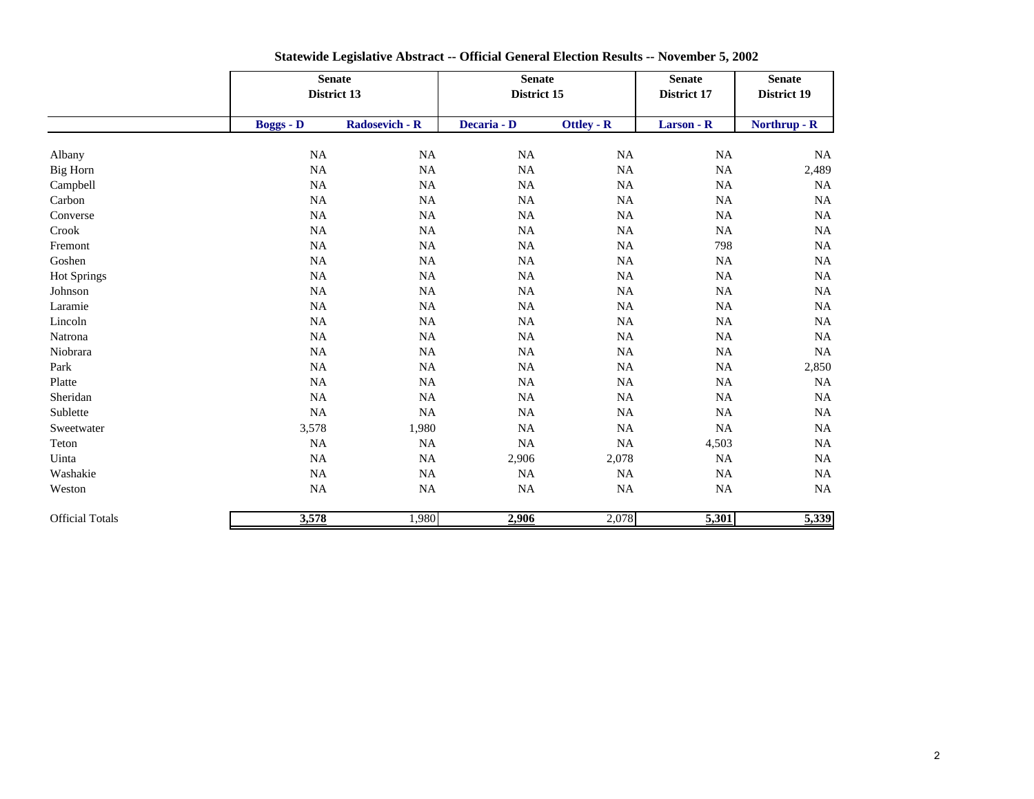# Statewide Legislative Abstract -- Official General Election Results -- November 5, 2002

| | Senate District 13 | | Senate District 15 | | Senate District 17 | Senate District 19 |
|---|---|---|---|---|---|---|
| | **Boggs - D** | **Radosevich - R** | **Decaria - D** | **Ottley - R** | **Larson - R** | **Northrup - R** |
| Albany | NA | NA | NA | NA | NA | NA |
| Big Horn | NA | NA | NA | NA | NA | 2,489 |
| Campbell | NA | NA | NA | NA | NA | NA |
| Carbon | NA | NA | NA | NA | NA | NA |
| Converse | NA | NA | NA | NA | NA | NA |
| Crook | NA | NA | NA | NA | NA | NA |
| Fremont | NA | NA | NA | NA | 798 | NA |
| Goshen | NA | NA | NA | NA | NA | NA |
| Hot Springs | NA | NA | NA | NA | NA | NA |
| Johnson | NA | NA | NA | NA | NA | NA |
| Laramie | NA | NA | NA | NA | NA | NA |
| Lincoln | NA | NA | NA | NA | NA | NA |
| Natrona | NA | NA | NA | NA | NA | NA |
| Niobrara | NA | NA | NA | NA | NA | NA |
| Park | NA | NA | NA | NA | NA | 2,850 |
| Platte | NA | NA | NA | NA | NA | NA |
| Sheridan | NA | NA | NA | NA | NA | NA |
| Sublette | NA | NA | NA | NA | NA | NA |
| Sweetwater | 3,578 | 1,980 | NA | NA | NA | NA |
| Teton | NA | NA | NA | NA | 4,503 | NA |
| Uinta | NA | NA | 2,906 | 2,078 | NA | NA |
| Washakie | NA | NA | NA | NA | NA | NA |
| Weston | NA | NA | NA | NA | NA | NA |
| Official Totals | **3,578** | 1,980 | **2,906** | 2,078 | **5,301** | **5,339** |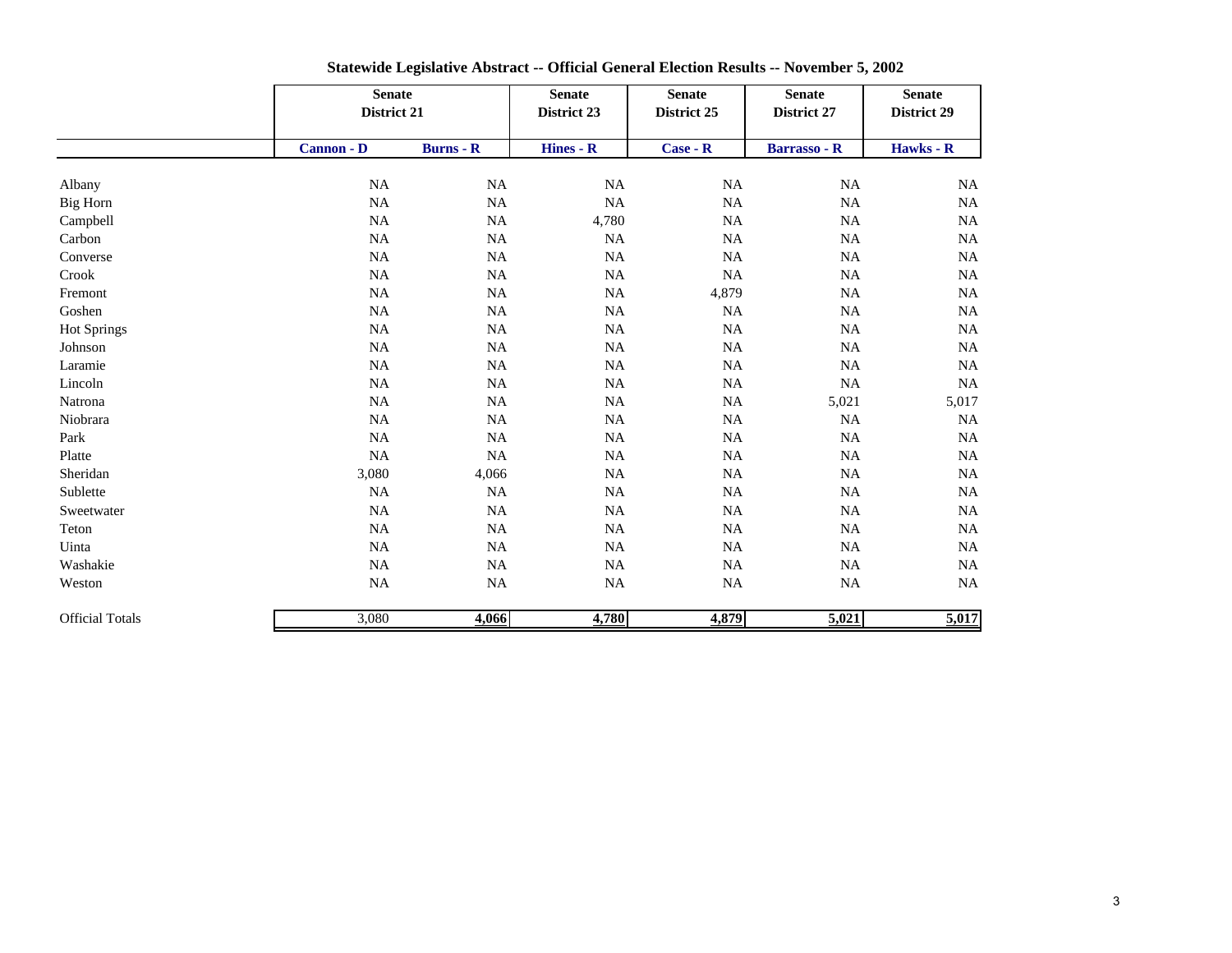## Statewide Legislative Abstract -- Official General Election Results -- November 5, 2002

| | Senate District 21 | | Senate District 23 | Senate District 25 | Senate District 27 | Senate District 29 |
|---|---|---|---|---|---|---|
| | **Cannon - D** | **Burns - R** | **Hines - R** | **Case - R** | **Barrasso - R** | **Hawks - R** |
| Albany | NA | NA | NA | NA | NA | NA |
| Big Horn | NA | NA | NA | NA | NA | NA |
| Campbell | NA | NA | 4,780 | NA | NA | NA |
| Carbon | NA | NA | NA | NA | NA | NA |
| Converse | NA | NA | NA | NA | NA | NA |
| Crook | NA | NA | NA | NA | NA | NA |
| Fremont | NA | NA | NA | 4,879 | NA | NA |
| Goshen | NA | NA | NA | NA | NA | NA |
| Hot Springs | NA | NA | NA | NA | NA | NA |
| Johnson | NA | NA | NA | NA | NA | NA |
| Laramie | NA | NA | NA | NA | NA | NA |
| Lincoln | NA | NA | NA | NA | NA | NA |
| Natrona | NA | NA | NA | NA | 5,021 | 5,017 |
| Niobrara | NA | NA | NA | NA | NA | NA |
| Park | NA | NA | NA | NA | NA | NA |
| Platte | NA | NA | NA | NA | NA | NA |
| Sheridan | 3,080 | 4,066 | NA | NA | NA | NA |
| Sublette | NA | NA | NA | NA | NA | NA |
| Sweetwater | NA | NA | NA | NA | NA | NA |
| Teton | NA | NA | NA | NA | NA | NA |
| Uinta | NA | NA | NA | NA | NA | NA |
| Washakie | NA | NA | NA | NA | NA | NA |
| Weston | NA | NA | NA | NA | NA | NA |
| Official Totals | 3,080 | **4,066** | **4,780** | **4,879** | **5,021** | **5,017** |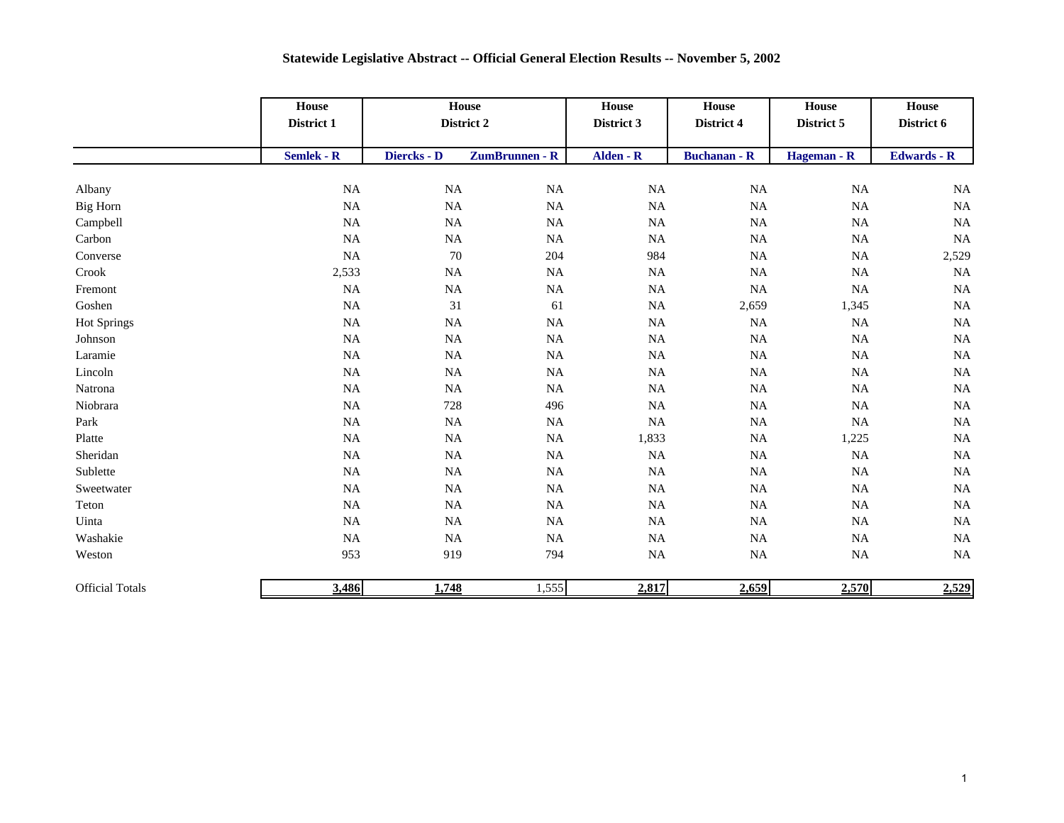### Statewide Legislative Abstract -- Official General Election Results -- November 5, 2002

| | House District 1 | House District 2 | | House District 3 | House District 4 | House District 5 | House District 6 |
|---|---|---|---|---|---|---|---|
| | **Semlek - R** | **Diercks - D** | **ZumBrunnen - R** | **Alden - R** | **Buchanan - R** | **Hageman - R** | **Edwards - R** |
| Albany | NA | NA | NA | NA | NA | NA | NA |
| Big Horn | NA | NA | NA | NA | NA | NA | NA |
| Campbell | NA | NA | NA | NA | NA | NA | NA |
| Carbon | NA | NA | NA | NA | NA | NA | NA |
| Converse | NA | 70 | 204 | 984 | NA | NA | 2,529 |
| Crook | 2,533 | NA | NA | NA | NA | NA | NA |
| Fremont | NA | NA | NA | NA | NA | NA | NA |
| Goshen | NA | 31 | 61 | NA | 2,659 | 1,345 | NA |
| Hot Springs | NA | NA | NA | NA | NA | NA | NA |
| Johnson | NA | NA | NA | NA | NA | NA | NA |
| Laramie | NA | NA | NA | NA | NA | NA | NA |
| Lincoln | NA | NA | NA | NA | NA | NA | NA |
| Natrona | NA | NA | NA | NA | NA | NA | NA |
| Niobrara | NA | 728 | 496 | NA | NA | NA | NA |
| Park | NA | NA | NA | NA | NA | NA | NA |
| Platte | NA | NA | NA | 1,833 | NA | 1,225 | NA |
| Sheridan | NA | NA | NA | NA | NA | NA | NA |
| Sublette | NA | NA | NA | NA | NA | NA | NA |
| Sweetwater | NA | NA | NA | NA | NA | NA | NA |
| Teton | NA | NA | NA | NA | NA | NA | NA |
| Uinta | NA | NA | NA | NA | NA | NA | NA |
| Washakie | NA | NA | NA | NA | NA | NA | NA |
| Weston | 953 | 919 | 794 | NA | NA | NA | NA |
| Official Totals | **3,486** | **1,748** | 1,555 | **2,817** | **2,659** | **2,570** | **2,529** |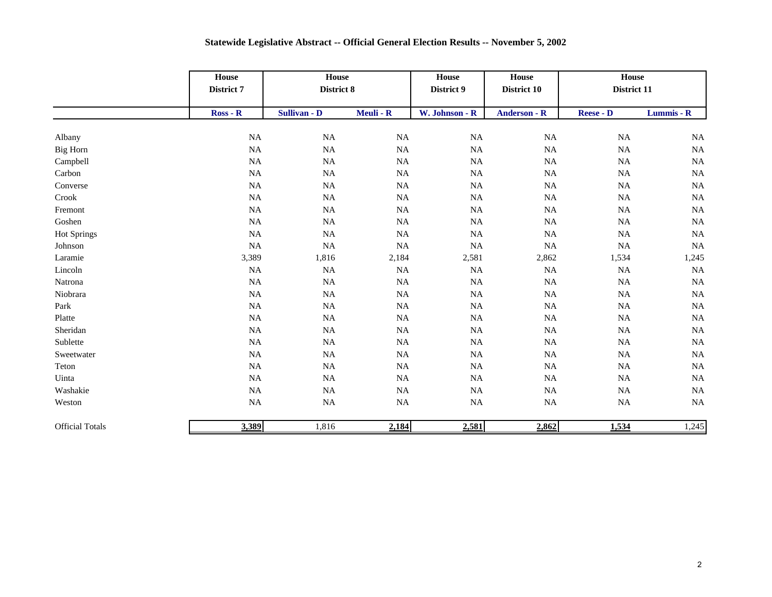## Statewide Legislative Abstract -- Official General Election Results -- November 5, 2002

| | House District 7 | House District 8 | | House District 9 | House District 10 | House District 11 | |
|---|---|---|---|---|---|---|---|
| | Ross - R | Sullivan - D | Meuli - R | W. Johnson - R | Anderson - R | Reese - D | Lummis - R |
| Albany | NA | NA | NA | NA | NA | NA | NA |
| Big Horn | NA | NA | NA | NA | NA | NA | NA |
| Campbell | NA | NA | NA | NA | NA | NA | NA |
| Carbon | NA | NA | NA | NA | NA | NA | NA |
| Converse | NA | NA | NA | NA | NA | NA | NA |
| Crook | NA | NA | NA | NA | NA | NA | NA |
| Fremont | NA | NA | NA | NA | NA | NA | NA |
| Goshen | NA | NA | NA | NA | NA | NA | NA |
| Hot Springs | NA | NA | NA | NA | NA | NA | NA |
| Johnson | NA | NA | NA | NA | NA | NA | NA |
| Laramie | 3,389 | 1,816 | 2,184 | 2,581 | 2,862 | 1,534 | 1,245 |
| Lincoln | NA | NA | NA | NA | NA | NA | NA |
| Natrona | NA | NA | NA | NA | NA | NA | NA |
| Niobrara | NA | NA | NA | NA | NA | NA | NA |
| Park | NA | NA | NA | NA | NA | NA | NA |
| Platte | NA | NA | NA | NA | NA | NA | NA |
| Sheridan | NA | NA | NA | NA | NA | NA | NA |
| Sublette | NA | NA | NA | NA | NA | NA | NA |
| Sweetwater | NA | NA | NA | NA | NA | NA | NA |
| Teton | NA | NA | NA | NA | NA | NA | NA |
| Uinta | NA | NA | NA | NA | NA | NA | NA |
| Washakie | NA | NA | NA | NA | NA | NA | NA |
| Weston | NA | NA | NA | NA | NA | NA | NA |
| Official Totals | **3,389** | 1,816 | **2,184** | **2,581** | **2,862** | **1,534** | 1,245 |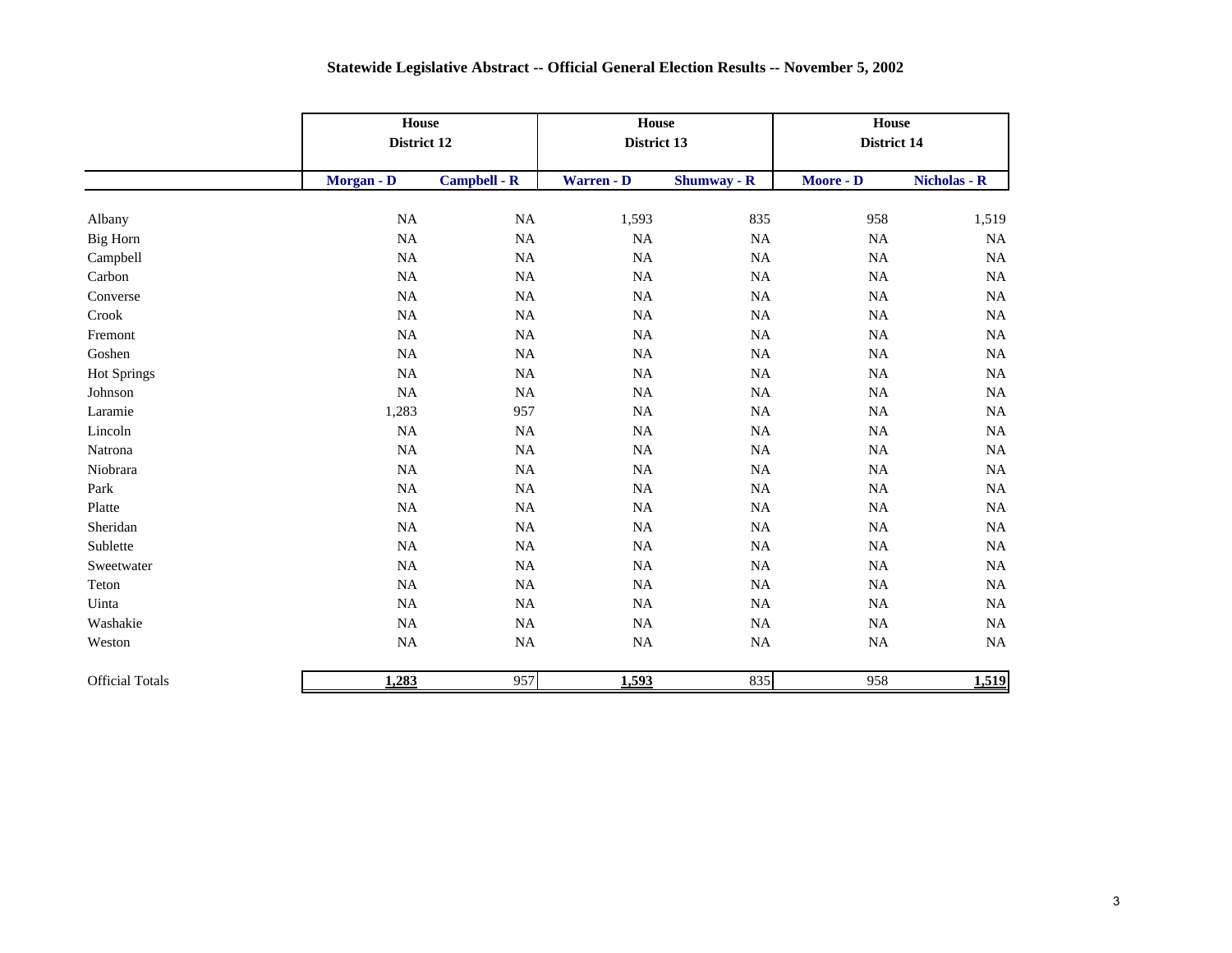## Statewide Legislative Abstract -- Official General Election Results -- November 5, 2002

| | House District 12 | | House District 13 | | House District 14 | |
|---|---|---|---|---|---|---|
| | **Morgan - D** | **Campbell - R** | **Warren - D** | **Shumway - R** | **Moore - D** | **Nicholas - R** |
| Albany | NA | NA | 1,593 | 835 | 958 | 1,519 |
| Big Horn | NA | NA | NA | NA | NA | NA |
| Campbell | NA | NA | NA | NA | NA | NA |
| Carbon | NA | NA | NA | NA | NA | NA |
| Converse | NA | NA | NA | NA | NA | NA |
| Crook | NA | NA | NA | NA | NA | NA |
| Fremont | NA | NA | NA | NA | NA | NA |
| Goshen | NA | NA | NA | NA | NA | NA |
| Hot Springs | NA | NA | NA | NA | NA | NA |
| Johnson | NA | NA | NA | NA | NA | NA |
| Laramie | 1,283 | 957 | NA | NA | NA | NA |
| Lincoln | NA | NA | NA | NA | NA | NA |
| Natrona | NA | NA | NA | NA | NA | NA |
| Niobrara | NA | NA | NA | NA | NA | NA |
| Park | NA | NA | NA | NA | NA | NA |
| Platte | NA | NA | NA | NA | NA | NA |
| Sheridan | NA | NA | NA | NA | NA | NA |
| Sublette | NA | NA | NA | NA | NA | NA |
| Sweetwater | NA | NA | NA | NA | NA | NA |
| Teton | NA | NA | NA | NA | NA | NA |
| Uinta | NA | NA | NA | NA | NA | NA |
| Washakie | NA | NA | NA | NA | NA | NA |
| Weston | NA | NA | NA | NA | NA | NA |
| Official Totals | **1,283** | 957 | **1,593** | 835 | 958 | **1,519** |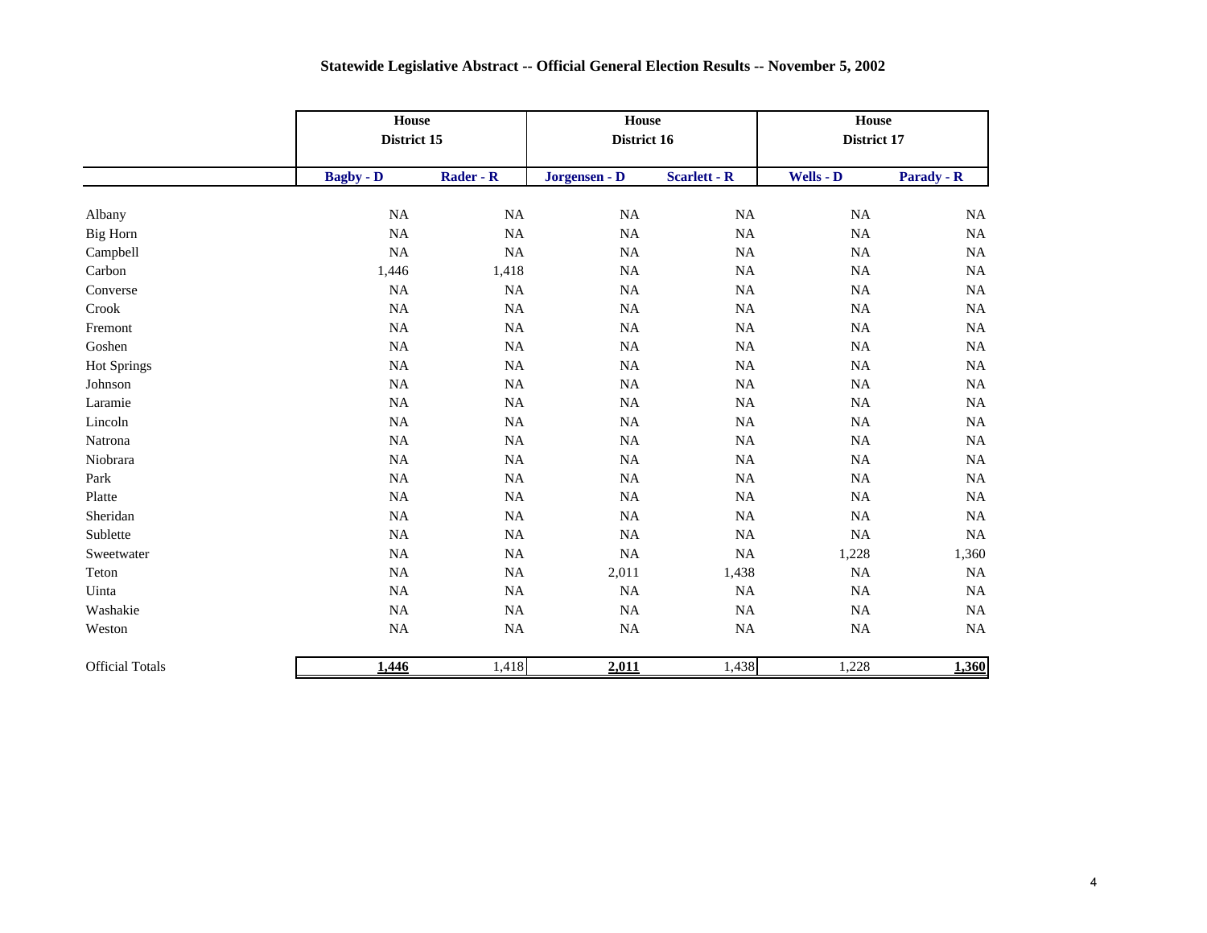# Statewide Legislative Abstract -- Official General Election Results -- November 5, 2002

| | House District 15 | | House District 16 | | House District 17 | |
|---|---|---|---|---|---|---|
| | **Bagby - D** | **Rader - R** | **Jorgensen - D** | **Scarlett - R** | **Wells - D** | **Parady - R** |
| Albany | NA | NA | NA | NA | NA | NA |
| Big Horn | NA | NA | NA | NA | NA | NA |
| Campbell | NA | NA | NA | NA | NA | NA |
| Carbon | 1,446 | 1,418 | NA | NA | NA | NA |
| Converse | NA | NA | NA | NA | NA | NA |
| Crook | NA | NA | NA | NA | NA | NA |
| Fremont | NA | NA | NA | NA | NA | NA |
| Goshen | NA | NA | NA | NA | NA | NA |
| Hot Springs | NA | NA | NA | NA | NA | NA |
| Johnson | NA | NA | NA | NA | NA | NA |
| Laramie | NA | NA | NA | NA | NA | NA |
| Lincoln | NA | NA | NA | NA | NA | NA |
| Natrona | NA | NA | NA | NA | NA | NA |
| Niobrara | NA | NA | NA | NA | NA | NA |
| Park | NA | NA | NA | NA | NA | NA |
| Platte | NA | NA | NA | NA | NA | NA |
| Sheridan | NA | NA | NA | NA | NA | NA |
| Sublette | NA | NA | NA | NA | NA | NA |
| Sweetwater | NA | NA | NA | NA | 1,228 | 1,360 |
| Teton | NA | NA | 2,011 | 1,438 | NA | NA |
| Uinta | NA | NA | NA | NA | NA | NA |
| Washakie | NA | NA | NA | NA | NA | NA |
| Weston | NA | NA | NA | NA | NA | NA |
| Official Totals | **1,446** | 1,418 | **2,011** | 1,438 | 1,228 | **1,360** |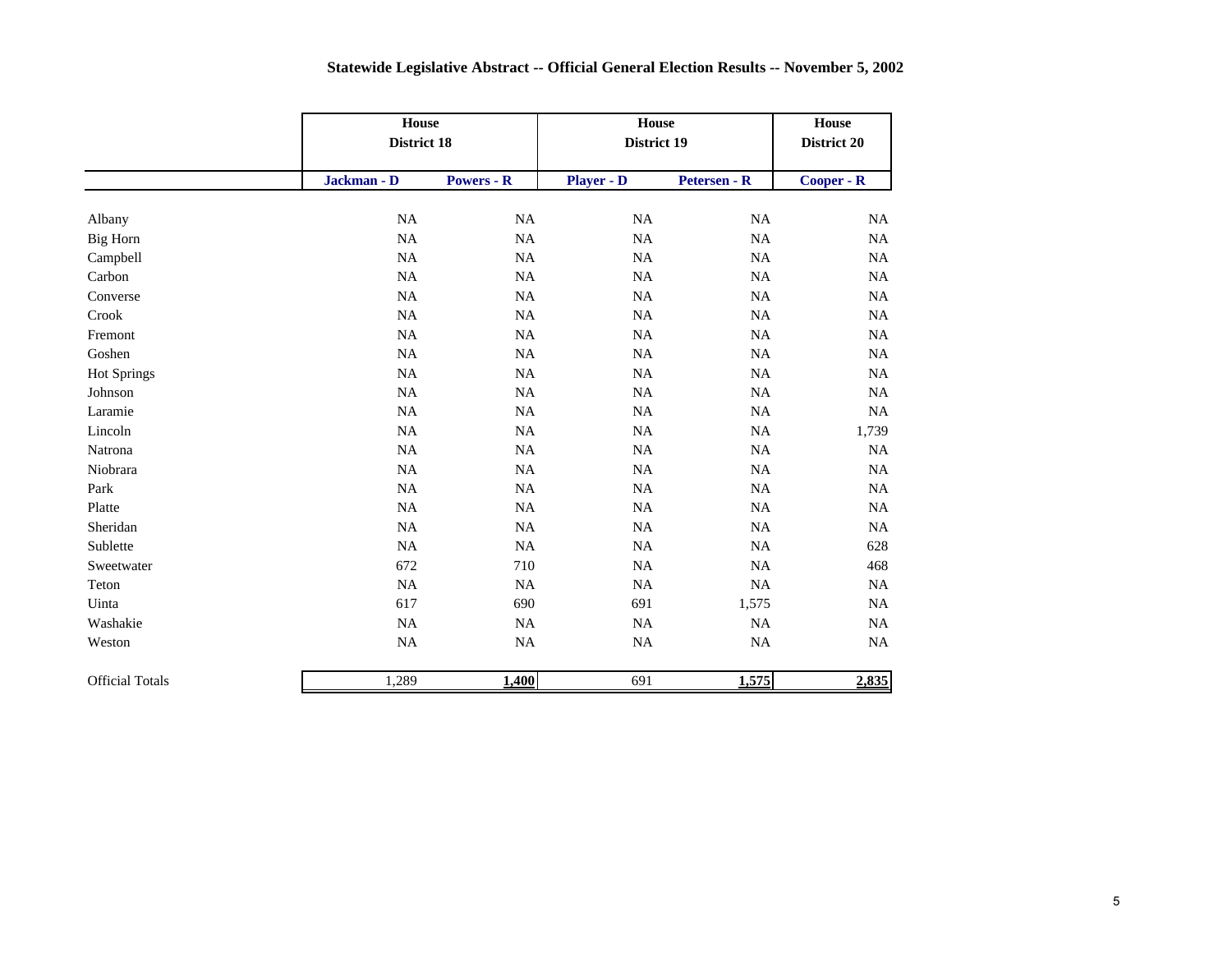## Statewide Legislative Abstract -- Official General Election Results -- November 5, 2002

| | House District 18 | | House District 19 | | House District 20 |
|---|---|---|---|---|---|
| | Jackman - D | Powers - R | Player - D | Petersen - R | Cooper - R |
| Albany | NA | NA | NA | NA | NA |
| Big Horn | NA | NA | NA | NA | NA |
| Campbell | NA | NA | NA | NA | NA |
| Carbon | NA | NA | NA | NA | NA |
| Converse | NA | NA | NA | NA | NA |
| Crook | NA | NA | NA | NA | NA |
| Fremont | NA | NA | NA | NA | NA |
| Goshen | NA | NA | NA | NA | NA |
| Hot Springs | NA | NA | NA | NA | NA |
| Johnson | NA | NA | NA | NA | NA |
| Laramie | NA | NA | NA | NA | NA |
| Lincoln | NA | NA | NA | NA | 1,739 |
| Natrona | NA | NA | NA | NA | NA |
| Niobrara | NA | NA | NA | NA | NA |
| Park | NA | NA | NA | NA | NA |
| Platte | NA | NA | NA | NA | NA |
| Sheridan | NA | NA | NA | NA | NA |
| Sublette | NA | NA | NA | NA | 628 |
| Sweetwater | 672 | 710 | NA | NA | 468 |
| Teton | NA | NA | NA | NA | NA |
| Uinta | 617 | 690 | 691 | 1,575 | NA |
| Washakie | NA | NA | NA | NA | NA |
| Weston | NA | NA | NA | NA | NA |
| Official Totals | 1,289 | **1,400** | 691 | **1,575** | **2,835** |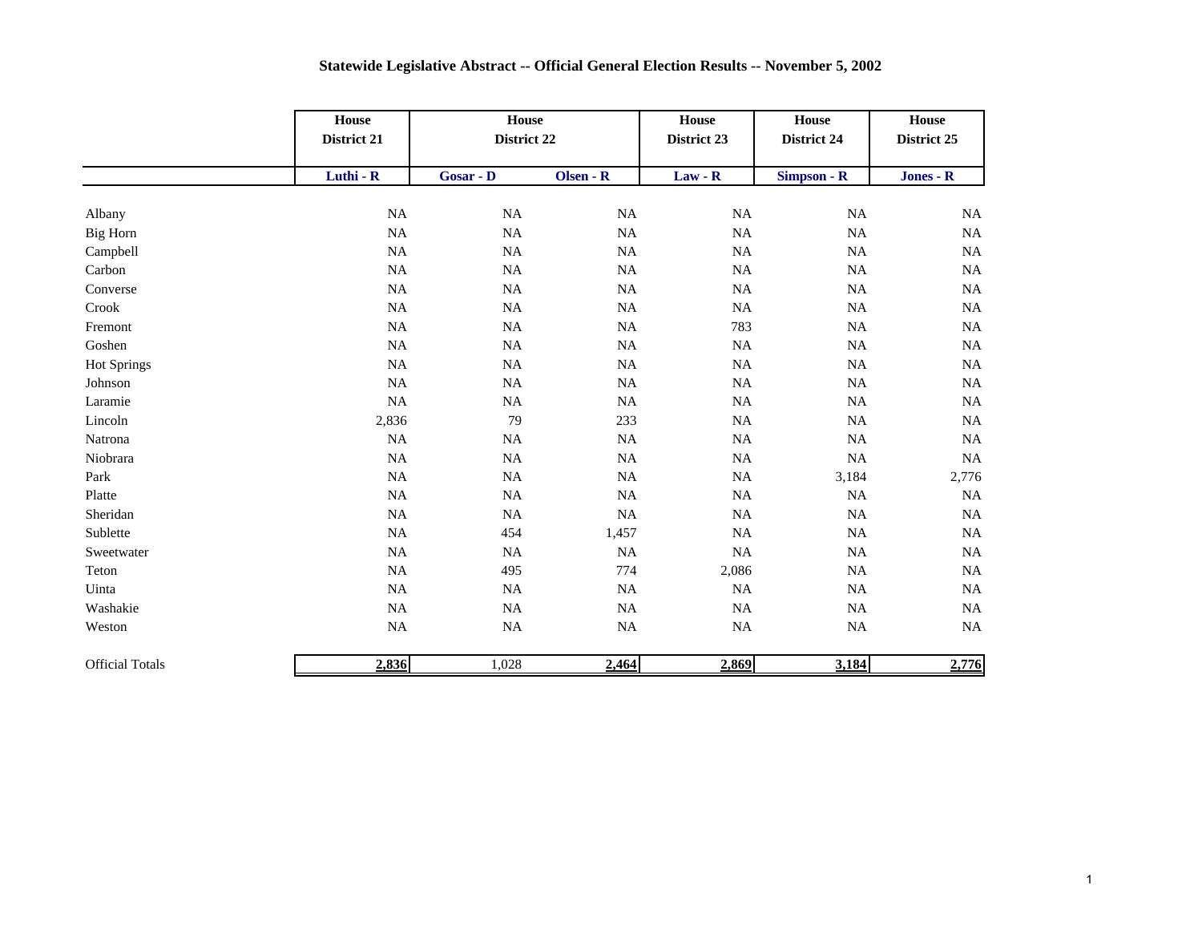## Statewide Legislative Abstract -- Official General Election Results -- November 5, 2002

| | House District 21 | House District 22 | | House District 23 | House District 24 | House District 25 |
|---|---|---|---|---|---|---|
| | Luthi - R | Gosar - D | Olsen - R | Law - R | Simpson - R | Jones - R |
| Albany | NA | NA | NA | NA | NA | NA |
| Big Horn | NA | NA | NA | NA | NA | NA |
| Campbell | NA | NA | NA | NA | NA | NA |
| Carbon | NA | NA | NA | NA | NA | NA |
| Converse | NA | NA | NA | NA | NA | NA |
| Crook | NA | NA | NA | NA | NA | NA |
| Fremont | NA | NA | NA | 783 | NA | NA |
| Goshen | NA | NA | NA | NA | NA | NA |
| Hot Springs | NA | NA | NA | NA | NA | NA |
| Johnson | NA | NA | NA | NA | NA | NA |
| Laramie | NA | NA | NA | NA | NA | NA |
| Lincoln | 2,836 | 79 | 233 | NA | NA | NA |
| Natrona | NA | NA | NA | NA | NA | NA |
| Niobrara | NA | NA | NA | NA | NA | NA |
| Park | NA | NA | NA | NA | 3,184 | 2,776 |
| Platte | NA | NA | NA | NA | NA | NA |
| Sheridan | NA | NA | NA | NA | NA | NA |
| Sublette | NA | 454 | 1,457 | NA | NA | NA |
| Sweetwater | NA | NA | NA | NA | NA | NA |
| Teton | NA | 495 | 774 | 2,086 | NA | NA |
| Uinta | NA | NA | NA | NA | NA | NA |
| Washakie | NA | NA | NA | NA | NA | NA |
| Weston | NA | NA | NA | NA | NA | NA |
| Official Totals | **2,836** | 1,028 | **2,464** | **2,869** | **3,184** | **2,776** |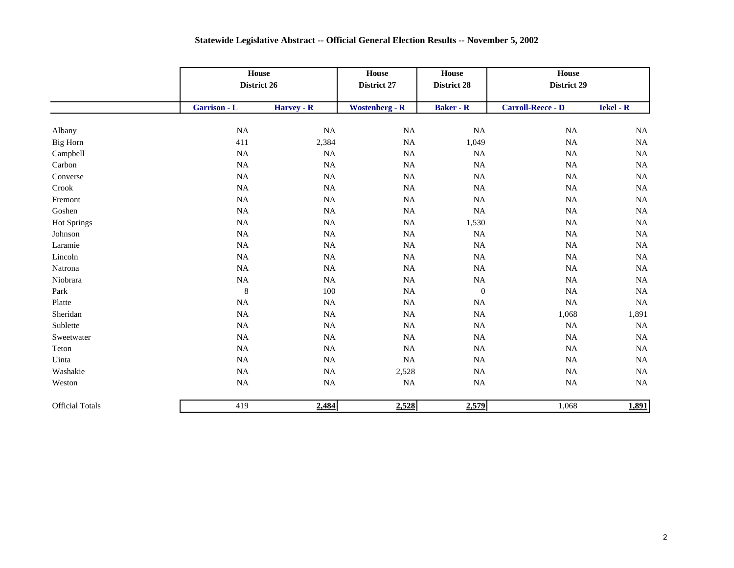# Statewide Legislative Abstract -- Official General Election Results -- November 5, 2002

| | House District 26 | | House District 27 | House District 28 | House District 29 | |
|---|---|---|---|---|---|---|
| | Garrison - L | Harvey - R | Wostenberg - R | Baker - R | Carroll-Reece - D | Iekel - R |
| Albany | NA | NA | NA | NA | NA | NA |
| Big Horn | 411 | 2,384 | NA | 1,049 | NA | NA |
| Campbell | NA | NA | NA | NA | NA | NA |
| Carbon | NA | NA | NA | NA | NA | NA |
| Converse | NA | NA | NA | NA | NA | NA |
| Crook | NA | NA | NA | NA | NA | NA |
| Fremont | NA | NA | NA | NA | NA | NA |
| Goshen | NA | NA | NA | NA | NA | NA |
| Hot Springs | NA | NA | NA | 1,530 | NA | NA |
| Johnson | NA | NA | NA | NA | NA | NA |
| Laramie | NA | NA | NA | NA | NA | NA |
| Lincoln | NA | NA | NA | NA | NA | NA |
| Natrona | NA | NA | NA | NA | NA | NA |
| Niobrara | NA | NA | NA | NA | NA | NA |
| Park | 8 | 100 | NA | 0 | NA | NA |
| Platte | NA | NA | NA | NA | NA | NA |
| Sheridan | NA | NA | NA | NA | 1,068 | 1,891 |
| Sublette | NA | NA | NA | NA | NA | NA |
| Sweetwater | NA | NA | NA | NA | NA | NA |
| Teton | NA | NA | NA | NA | NA | NA |
| Uinta | NA | NA | NA | NA | NA | NA |
| Washakie | NA | NA | 2,528 | NA | NA | NA |
| Weston | NA | NA | NA | NA | NA | NA |
| Official Totals | 419 | **2,484** | **2,528** | **2,579** | 1,068 | **1,891** |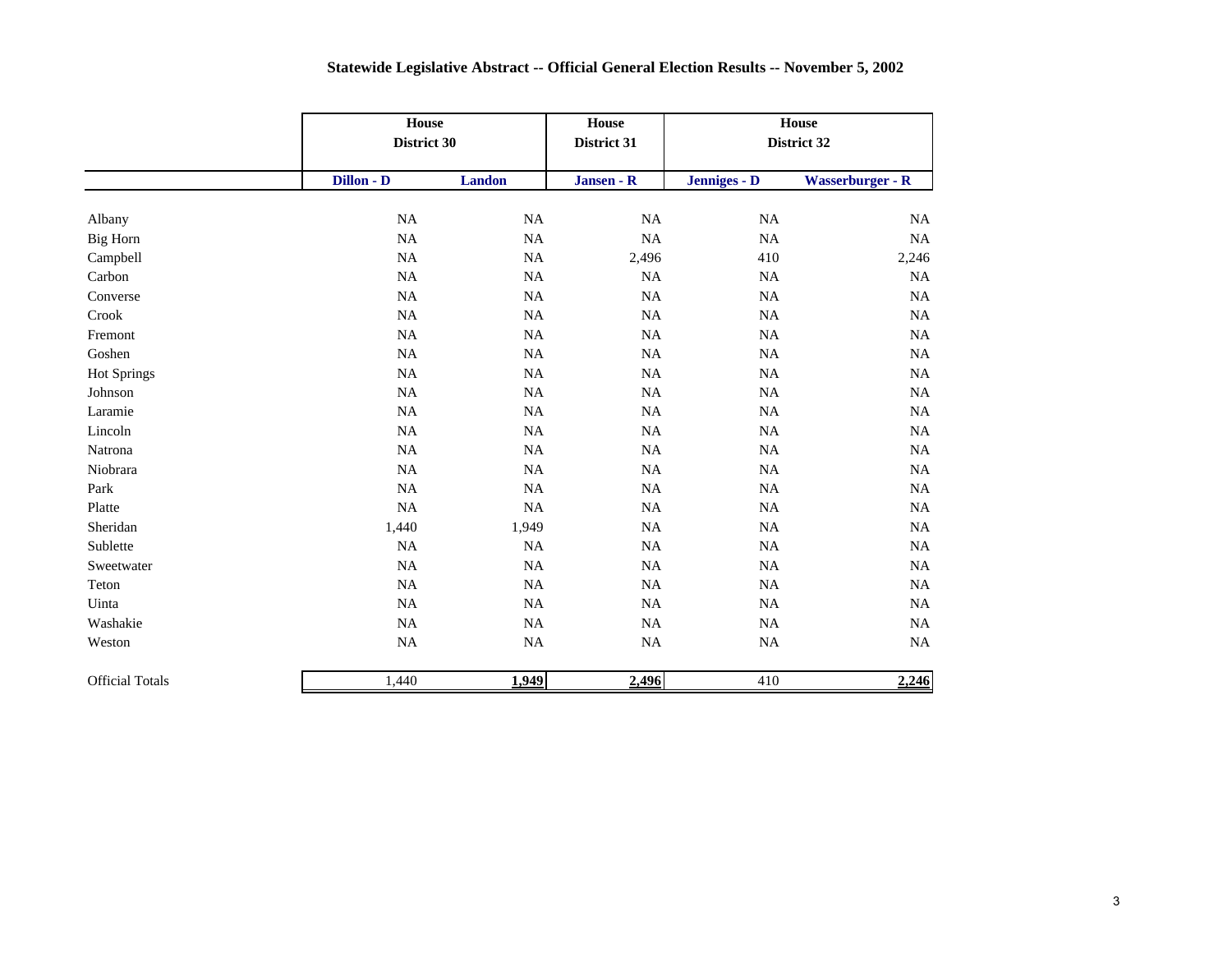# Statewide Legislative Abstract -- Official General Election Results -- November 5, 2002

| | House District 30 | | House District 31 | House District 32 | |
|---|---|---|---|---|---|
| | **Dillon - D** | **Landon** | **Jansen - R** | **Jenniges - D** | **Wasserburger - R** |
| Albany | NA | NA | NA | NA | NA |
| Big Horn | NA | NA | NA | NA | NA |
| Campbell | NA | NA | 2,496 | 410 | 2,246 |
| Carbon | NA | NA | NA | NA | NA |
| Converse | NA | NA | NA | NA | NA |
| Crook | NA | NA | NA | NA | NA |
| Fremont | NA | NA | NA | NA | NA |
| Goshen | NA | NA | NA | NA | NA |
| Hot Springs | NA | NA | NA | NA | NA |
| Johnson | NA | NA | NA | NA | NA |
| Laramie | NA | NA | NA | NA | NA |
| Lincoln | NA | NA | NA | NA | NA |
| Natrona | NA | NA | NA | NA | NA |
| Niobrara | NA | NA | NA | NA | NA |
| Park | NA | NA | NA | NA | NA |
| Platte | NA | NA | NA | NA | NA |
| Sheridan | 1,440 | 1,949 | NA | NA | NA |
| Sublette | NA | NA | NA | NA | NA |
| Sweetwater | NA | NA | NA | NA | NA |
| Teton | NA | NA | NA | NA | NA |
| Uinta | NA | NA | NA | NA | NA |
| Washakie | NA | NA | NA | NA | NA |
| Weston | NA | NA | NA | NA | NA |
| Official Totals | 1,440 | **1,949** | **2,496** | 410 | **2,246** |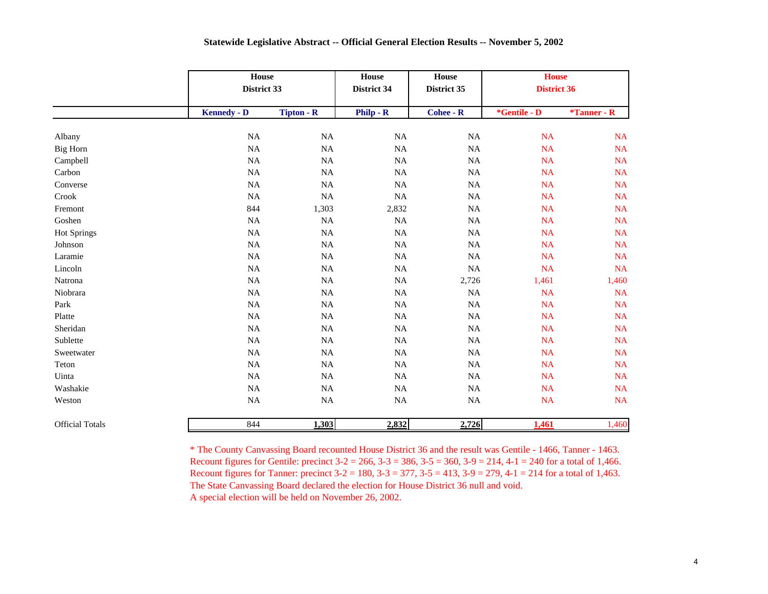## Statewide Legislative Abstract -- Official General Election Results -- November 5, 2002

| | House District 33 | | House District 34 | House District 35 | House District 36 | |
|---|---|---|---|---|---|---|
| | Kennedy - D | Tipton - R | Philp - R | Cohee - R | *Gentile - D | *Tanner - R |
| Albany | NA | NA | NA | NA | NA | NA |
| Big Horn | NA | NA | NA | NA | NA | NA |
| Campbell | NA | NA | NA | NA | NA | NA |
| Carbon | NA | NA | NA | NA | NA | NA |
| Converse | NA | NA | NA | NA | NA | NA |
| Crook | NA | NA | NA | NA | NA | NA |
| Fremont | 844 | 1,303 | 2,832 | NA | NA | NA |
| Goshen | NA | NA | NA | NA | NA | NA |
| Hot Springs | NA | NA | NA | NA | NA | NA |
| Johnson | NA | NA | NA | NA | NA | NA |
| Laramie | NA | NA | NA | NA | NA | NA |
| Lincoln | NA | NA | NA | NA | NA | NA |
| Natrona | NA | NA | NA | 2,726 | 1,461 | 1,460 |
| Niobrara | NA | NA | NA | NA | NA | NA |
| Park | NA | NA | NA | NA | NA | NA |
| Platte | NA | NA | NA | NA | NA | NA |
| Sheridan | NA | NA | NA | NA | NA | NA |
| Sublette | NA | NA | NA | NA | NA | NA |
| Sweetwater | NA | NA | NA | NA | NA | NA |
| Teton | NA | NA | NA | NA | NA | NA |
| Uinta | NA | NA | NA | NA | NA | NA |
| Washakie | NA | NA | NA | NA | NA | NA |
| Weston | NA | NA | NA | NA | NA | NA |
| Official Totals | 844 | **1,303** | **2,832** | **2,726** | **1,461** | 1,460 |

\* The County Canvassing Board recounted House District 36 and the result was Gentile - 1466, Tanner - 1463.
Recount figures for Gentile: precinct 3-2 = 266, 3-3 = 386, 3-5 = 360, 3-9 = 214, 4-1 = 240 for a total of 1,466.
Recount figures for Tanner: precinct 3-2 = 180, 3-3 = 377, 3-5 = 413, 3-9 = 279, 4-1 = 214 for a total of 1,463.
The State Canvassing Board declared the election for House District 36 null and void.
A special election will be held on November 26, 2002.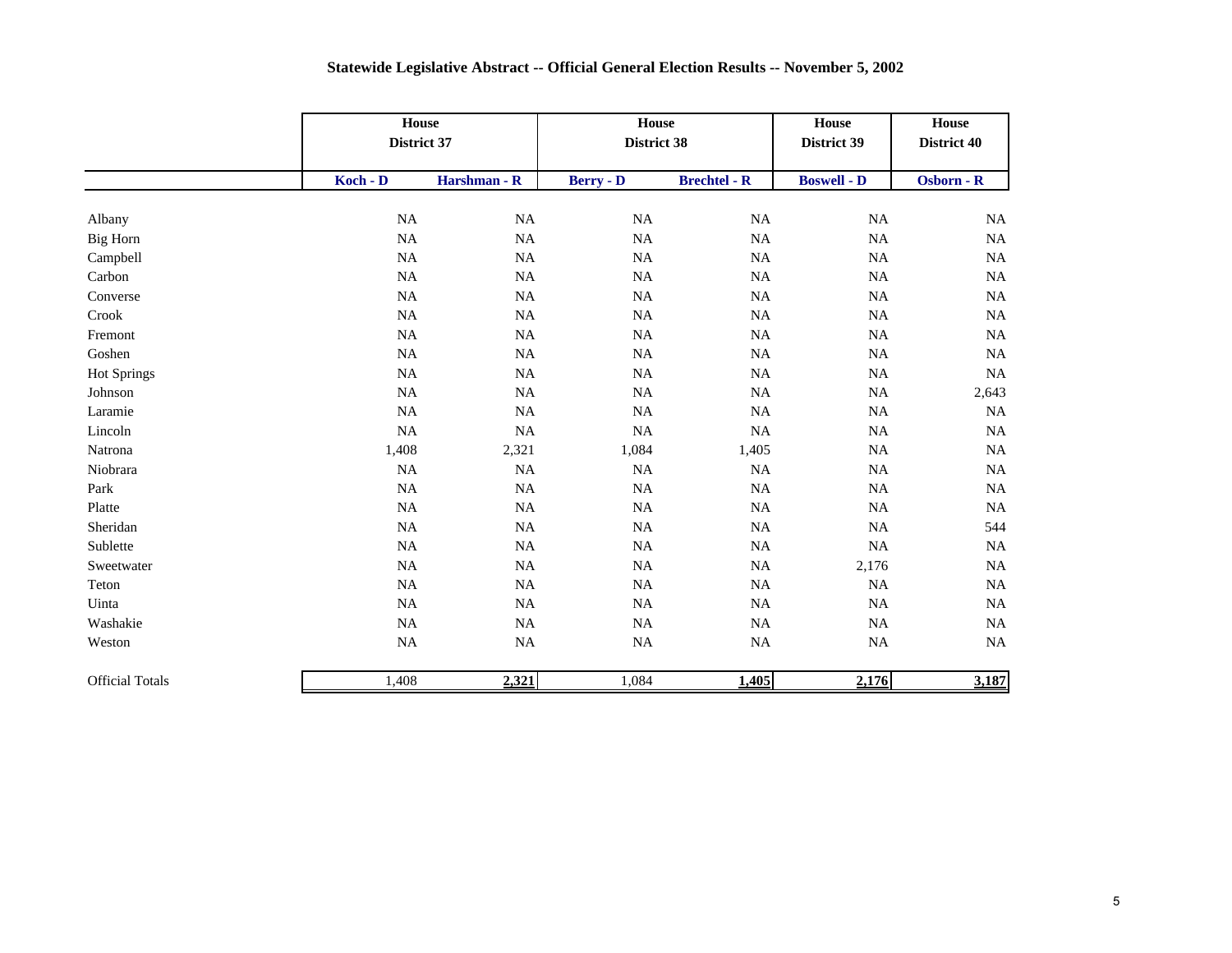## Statewide Legislative Abstract -- Official General Election Results -- November 5, 2002

| | House District 37 | | House District 38 | | House District 39 | House District 40 |
|---|---|---|---|---|---|---|
| | **Koch - D** | **Harshman - R** | **Berry - D** | **Brechtel - R** | **Boswell - D** | **Osborn - R** |
| Albany | NA | NA | NA | NA | NA | NA |
| Big Horn | NA | NA | NA | NA | NA | NA |
| Campbell | NA | NA | NA | NA | NA | NA |
| Carbon | NA | NA | NA | NA | NA | NA |
| Converse | NA | NA | NA | NA | NA | NA |
| Crook | NA | NA | NA | NA | NA | NA |
| Fremont | NA | NA | NA | NA | NA | NA |
| Goshen | NA | NA | NA | NA | NA | NA |
| Hot Springs | NA | NA | NA | NA | NA | NA |
| Johnson | NA | NA | NA | NA | NA | 2,643 |
| Laramie | NA | NA | NA | NA | NA | NA |
| Lincoln | NA | NA | NA | NA | NA | NA |
| Natrona | 1,408 | 2,321 | 1,084 | 1,405 | NA | NA |
| Niobrara | NA | NA | NA | NA | NA | NA |
| Park | NA | NA | NA | NA | NA | NA |
| Platte | NA | NA | NA | NA | NA | NA |
| Sheridan | NA | NA | NA | NA | NA | 544 |
| Sublette | NA | NA | NA | NA | NA | NA |
| Sweetwater | NA | NA | NA | NA | 2,176 | NA |
| Teton | NA | NA | NA | NA | NA | NA |
| Uinta | NA | NA | NA | NA | NA | NA |
| Washakie | NA | NA | NA | NA | NA | NA |
| Weston | NA | NA | NA | NA | NA | NA |
| Official Totals | 1,408 | **2,321** | 1,084 | **1,405** | **2,176** | **3,187** |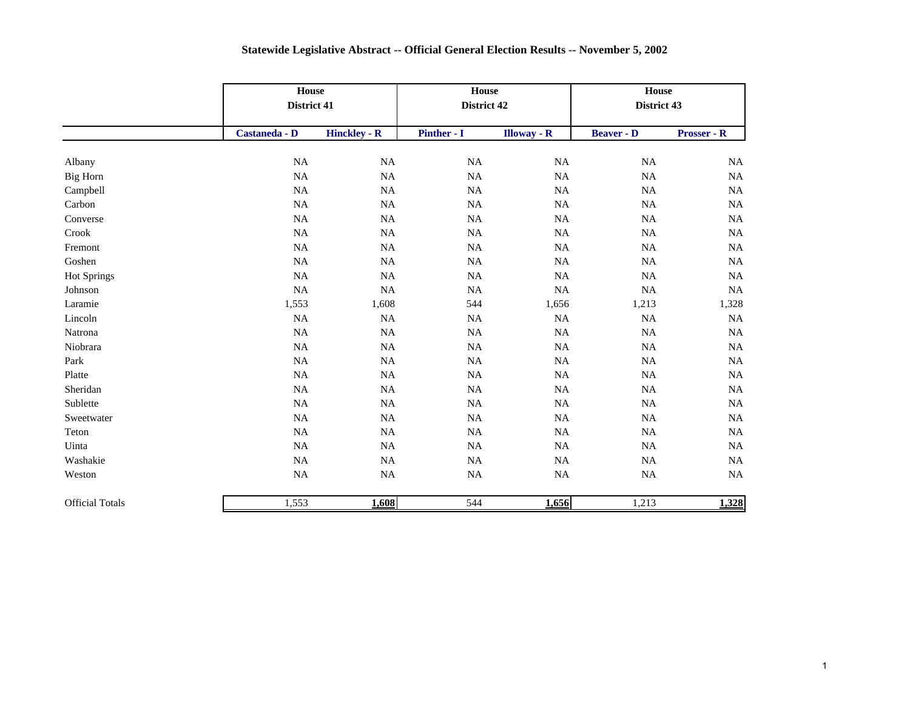## Statewide Legislative Abstract -- Official General Election Results -- November 5, 2002

| | House District 41 | | House District 42 | | House District 43 | |
|---|---|---|---|---|---|---|
| | Castaneda - D | Hinckley - R | Pinther - I | Illoway - R | Beaver - D | Prosser - R |
| Albany | NA | NA | NA | NA | NA | NA |
| Big Horn | NA | NA | NA | NA | NA | NA |
| Campbell | NA | NA | NA | NA | NA | NA |
| Carbon | NA | NA | NA | NA | NA | NA |
| Converse | NA | NA | NA | NA | NA | NA |
| Crook | NA | NA | NA | NA | NA | NA |
| Fremont | NA | NA | NA | NA | NA | NA |
| Goshen | NA | NA | NA | NA | NA | NA |
| Hot Springs | NA | NA | NA | NA | NA | NA |
| Johnson | NA | NA | NA | NA | NA | NA |
| Laramie | 1,553 | 1,608 | 544 | 1,656 | 1,213 | 1,328 |
| Lincoln | NA | NA | NA | NA | NA | NA |
| Natrona | NA | NA | NA | NA | NA | NA |
| Niobrara | NA | NA | NA | NA | NA | NA |
| Park | NA | NA | NA | NA | NA | NA |
| Platte | NA | NA | NA | NA | NA | NA |
| Sheridan | NA | NA | NA | NA | NA | NA |
| Sublette | NA | NA | NA | NA | NA | NA |
| Sweetwater | NA | NA | NA | NA | NA | NA |
| Teton | NA | NA | NA | NA | NA | NA |
| Uinta | NA | NA | NA | NA | NA | NA |
| Washakie | NA | NA | NA | NA | NA | NA |
| Weston | NA | NA | NA | NA | NA | NA |
| Official Totals | 1,553 | **1,608** | 544 | **1,656** | 1,213 | **1,328** |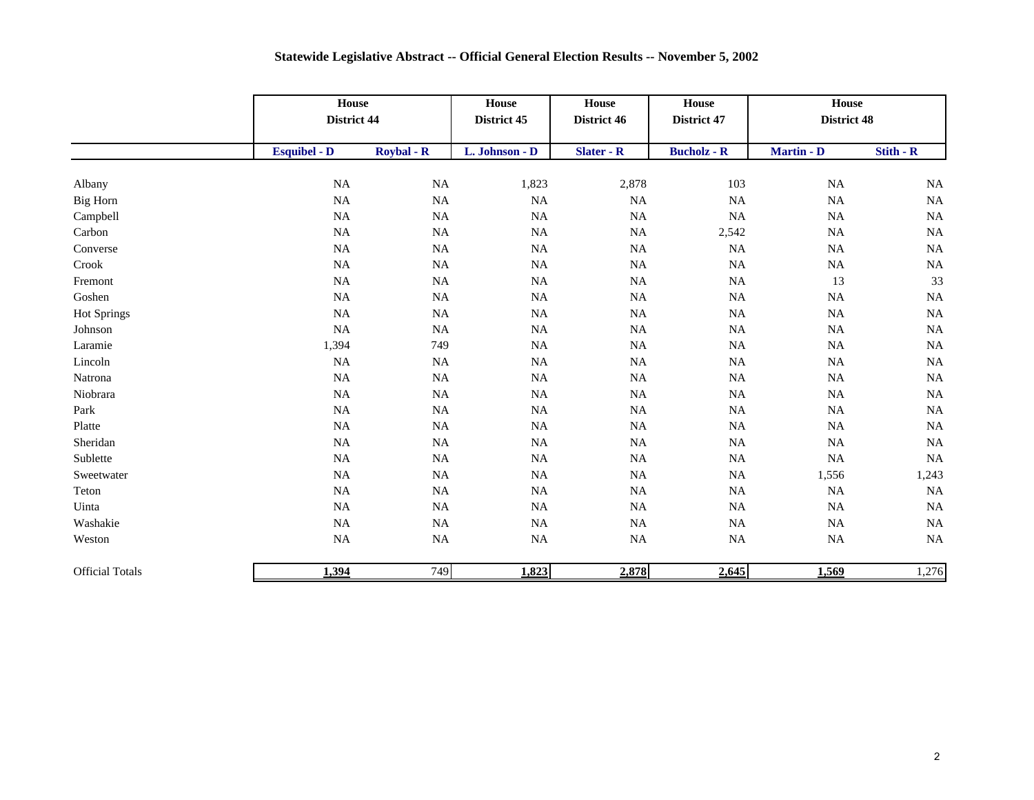## Statewide Legislative Abstract -- Official General Election Results -- November 5, 2002

| | House District 44 | | House District 45 | House District 46 | House District 47 | House District 48 | |
|---|---|---|---|---|---|---|---|
| | **Esquibel - D** | **Roybal - R** | **L. Johnson - D** | **Slater - R** | **Bucholz - R** | **Martin - D** | **Stith - R** |
| Albany | NA | NA | 1,823 | 2,878 | 103 | NA | NA |
| Big Horn | NA | NA | NA | NA | NA | NA | NA |
| Campbell | NA | NA | NA | NA | NA | NA | NA |
| Carbon | NA | NA | NA | NA | 2,542 | NA | NA |
| Converse | NA | NA | NA | NA | NA | NA | NA |
| Crook | NA | NA | NA | NA | NA | NA | NA |
| Fremont | NA | NA | NA | NA | NA | 13 | 33 |
| Goshen | NA | NA | NA | NA | NA | NA | NA |
| Hot Springs | NA | NA | NA | NA | NA | NA | NA |
| Johnson | NA | NA | NA | NA | NA | NA | NA |
| Laramie | 1,394 | 749 | NA | NA | NA | NA | NA |
| Lincoln | NA | NA | NA | NA | NA | NA | NA |
| Natrona | NA | NA | NA | NA | NA | NA | NA |
| Niobrara | NA | NA | NA | NA | NA | NA | NA |
| Park | NA | NA | NA | NA | NA | NA | NA |
| Platte | NA | NA | NA | NA | NA | NA | NA |
| Sheridan | NA | NA | NA | NA | NA | NA | NA |
| Sublette | NA | NA | NA | NA | NA | NA | NA |
| Sweetwater | NA | NA | NA | NA | NA | 1,556 | 1,243 |
| Teton | NA | NA | NA | NA | NA | NA | NA |
| Uinta | NA | NA | NA | NA | NA | NA | NA |
| Washakie | NA | NA | NA | NA | NA | NA | NA |
| Weston | NA | NA | NA | NA | NA | NA | NA |
| Official Totals | **1,394** | 749 | **1,823** | **2,878** | **2,645** | **1,569** | 1,276 |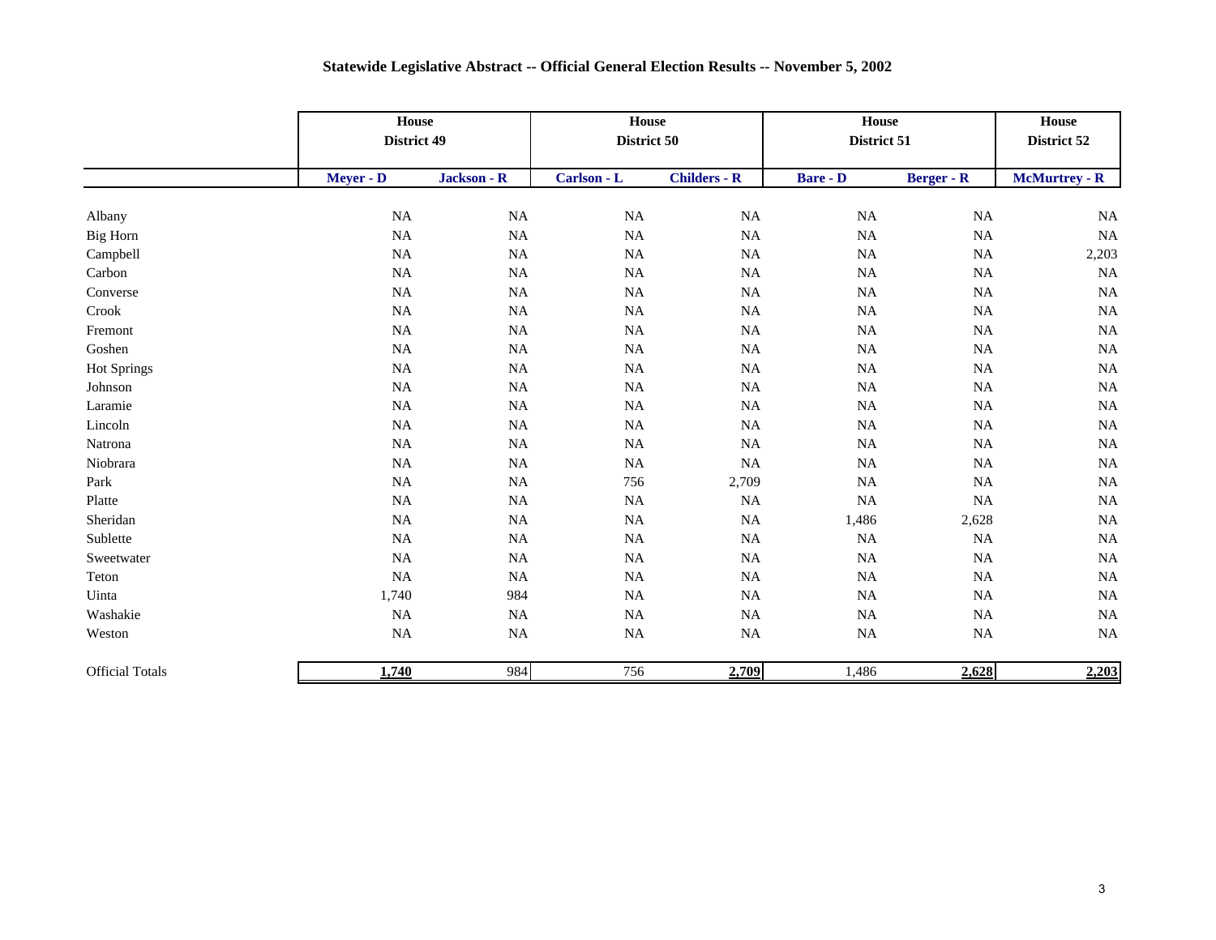## Statewide Legislative Abstract -- Official General Election Results -- November 5, 2002

| | House District 49 | | House District 50 | | House District 51 | | House District 52 |
|---|---|---|---|---|---|---|---|
| | **Meyer - D** | **Jackson - R** | **Carlson - L** | **Childers - R** | **Bare - D** | **Berger - R** | **McMurtrey - R** |
| Albany | NA | NA | NA | NA | NA | NA | NA |
| Big Horn | NA | NA | NA | NA | NA | NA | NA |
| Campbell | NA | NA | NA | NA | NA | NA | 2,203 |
| Carbon | NA | NA | NA | NA | NA | NA | NA |
| Converse | NA | NA | NA | NA | NA | NA | NA |
| Crook | NA | NA | NA | NA | NA | NA | NA |
| Fremont | NA | NA | NA | NA | NA | NA | NA |
| Goshen | NA | NA | NA | NA | NA | NA | NA |
| Hot Springs | NA | NA | NA | NA | NA | NA | NA |
| Johnson | NA | NA | NA | NA | NA | NA | NA |
| Laramie | NA | NA | NA | NA | NA | NA | NA |
| Lincoln | NA | NA | NA | NA | NA | NA | NA |
| Natrona | NA | NA | NA | NA | NA | NA | NA |
| Niobrara | NA | NA | NA | NA | NA | NA | NA |
| Park | NA | NA | 756 | 2,709 | NA | NA | NA |
| Platte | NA | NA | NA | NA | NA | NA | NA |
| Sheridan | NA | NA | NA | NA | 1,486 | 2,628 | NA |
| Sublette | NA | NA | NA | NA | NA | NA | NA |
| Sweetwater | NA | NA | NA | NA | NA | NA | NA |
| Teton | NA | NA | NA | NA | NA | NA | NA |
| Uinta | 1,740 | 984 | NA | NA | NA | NA | NA |
| Washakie | NA | NA | NA | NA | NA | NA | NA |
| Weston | NA | NA | NA | NA | NA | NA | NA |
| Official Totals | **1,740** | 984 | 756 | **2,709** | 1,486 | **2,628** | **2,203** |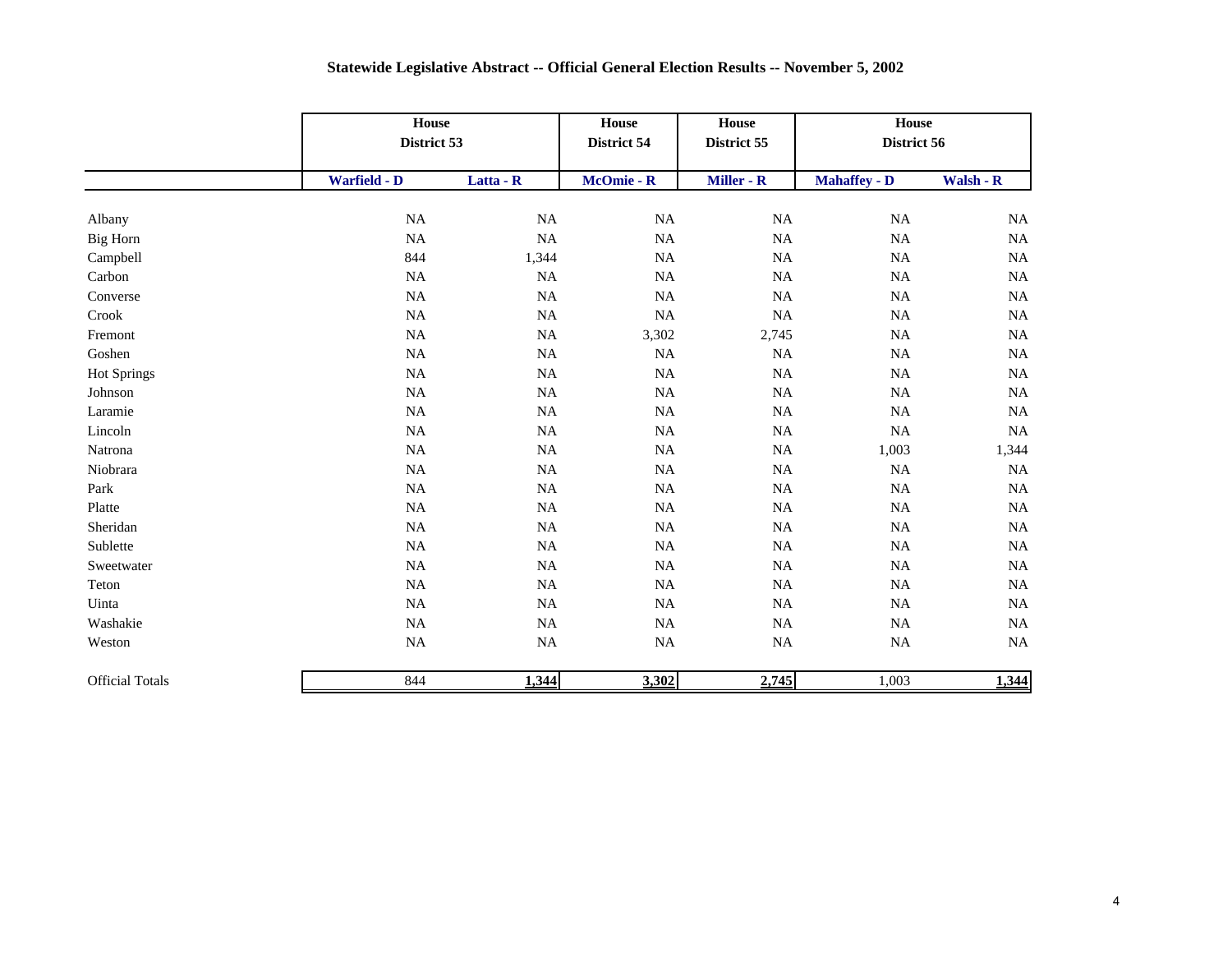# Statewide Legislative Abstract -- Official General Election Results -- November 5, 2002

| | House District 53 | | House District 54 | House District 55 | House District 56 | |
|---|---|---|---|---|---|---|
| | Warfield - D | Latta - R | McOmie - R | Miller - R | Mahaffey - D | Walsh - R |
| Albany | NA | NA | NA | NA | NA | NA |
| Big Horn | NA | NA | NA | NA | NA | NA |
| Campbell | 844 | 1,344 | NA | NA | NA | NA |
| Carbon | NA | NA | NA | NA | NA | NA |
| Converse | NA | NA | NA | NA | NA | NA |
| Crook | NA | NA | NA | NA | NA | NA |
| Fremont | NA | NA | 3,302 | 2,745 | NA | NA |
| Goshen | NA | NA | NA | NA | NA | NA |
| Hot Springs | NA | NA | NA | NA | NA | NA |
| Johnson | NA | NA | NA | NA | NA | NA |
| Laramie | NA | NA | NA | NA | NA | NA |
| Lincoln | NA | NA | NA | NA | NA | NA |
| Natrona | NA | NA | NA | NA | 1,003 | 1,344 |
| Niobrara | NA | NA | NA | NA | NA | NA |
| Park | NA | NA | NA | NA | NA | NA |
| Platte | NA | NA | NA | NA | NA | NA |
| Sheridan | NA | NA | NA | NA | NA | NA |
| Sublette | NA | NA | NA | NA | NA | NA |
| Sweetwater | NA | NA | NA | NA | NA | NA |
| Teton | NA | NA | NA | NA | NA | NA |
| Uinta | NA | NA | NA | NA | NA | NA |
| Washakie | NA | NA | NA | NA | NA | NA |
| Weston | NA | NA | NA | NA | NA | NA |
| Official Totals | 844 | **1,344** | **3,302** | **2,745** | 1,003 | **1,344** |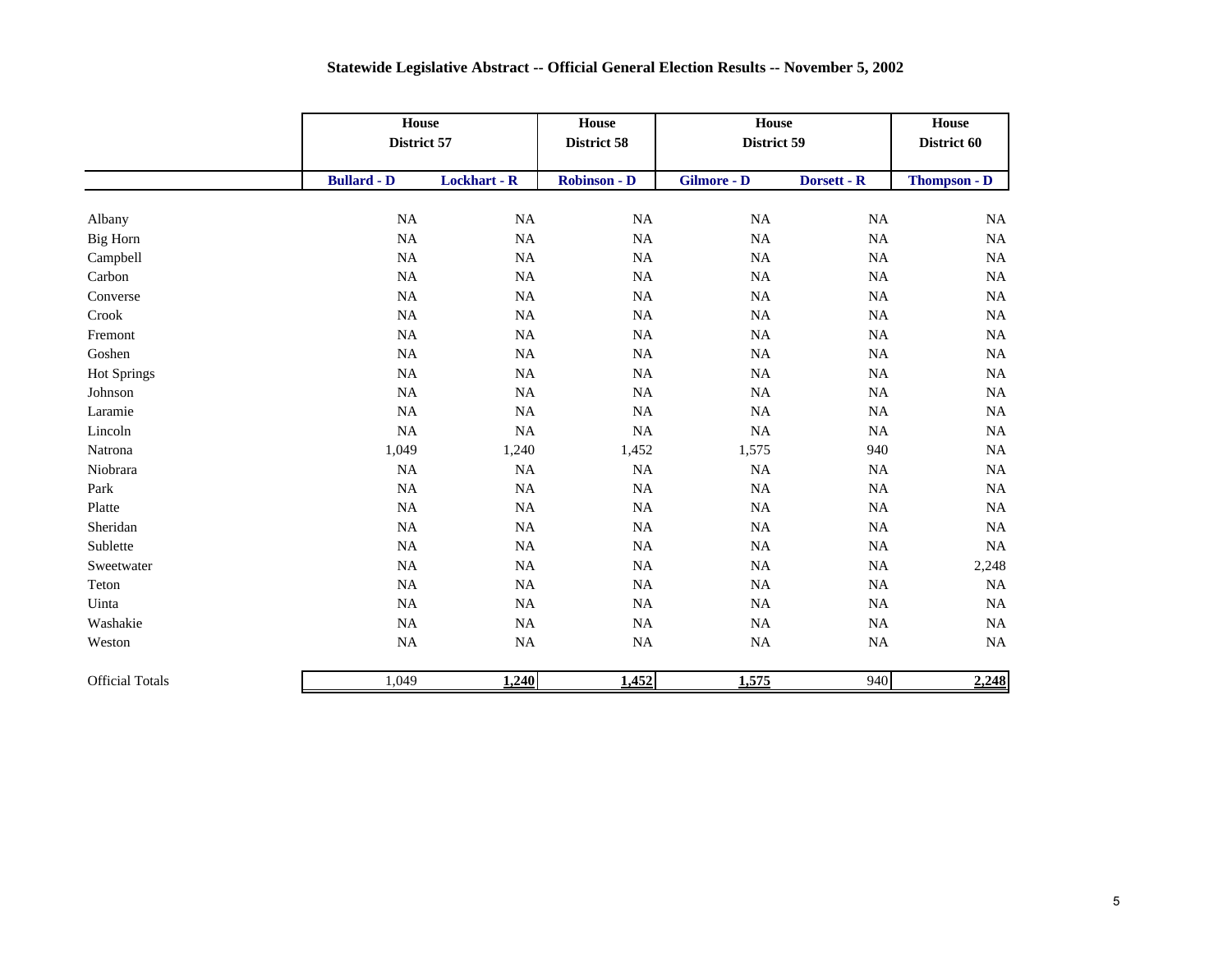## Statewide Legislative Abstract -- Official General Election Results -- November 5, 2002

| | House District 57 | | House District 58 | House District 59 | | House District 60 |
|---|---|---|---|---|---|---|
| | **Bullard - D** | **Lockhart - R** | **Robinson - D** | **Gilmore - D** | **Dorsett - R** | **Thompson - D** |
| Albany | NA | NA | NA | NA | NA | NA |
| Big Horn | NA | NA | NA | NA | NA | NA |
| Campbell | NA | NA | NA | NA | NA | NA |
| Carbon | NA | NA | NA | NA | NA | NA |
| Converse | NA | NA | NA | NA | NA | NA |
| Crook | NA | NA | NA | NA | NA | NA |
| Fremont | NA | NA | NA | NA | NA | NA |
| Goshen | NA | NA | NA | NA | NA | NA |
| Hot Springs | NA | NA | NA | NA | NA | NA |
| Johnson | NA | NA | NA | NA | NA | NA |
| Laramie | NA | NA | NA | NA | NA | NA |
| Lincoln | NA | NA | NA | NA | NA | NA |
| Natrona | 1,049 | 1,240 | 1,452 | 1,575 | 940 | NA |
| Niobrara | NA | NA | NA | NA | NA | NA |
| Park | NA | NA | NA | NA | NA | NA |
| Platte | NA | NA | NA | NA | NA | NA |
| Sheridan | NA | NA | NA | NA | NA | NA |
| Sublette | NA | NA | NA | NA | NA | NA |
| Sweetwater | NA | NA | NA | NA | NA | 2,248 |
| Teton | NA | NA | NA | NA | NA | NA |
| Uinta | NA | NA | NA | NA | NA | NA |
| Washakie | NA | NA | NA | NA | NA | NA |
| Weston | NA | NA | NA | NA | NA | NA |
| Official Totals | 1,049 | **1,240** | **1,452** | **1,575** | 940 | **2,248** |